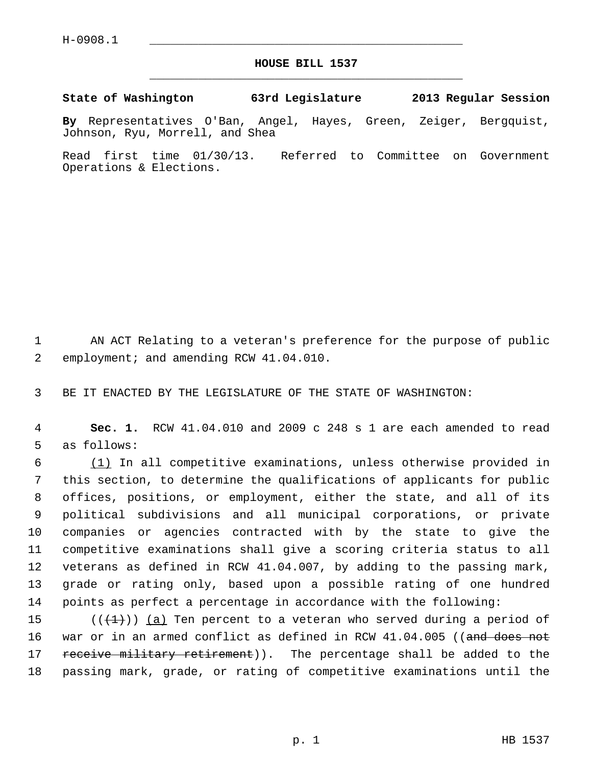H-0908.1

# HOUSE BILL 1537

**State of Washington 63rd Legislature 2013 Regular Session**

**By** Representatives O'Ban, Angel, Hayes, Green, Zeiger, Bergquist, Johnson, Ryu, Morrell, and Shea

Read first time 01/30/13. Referred to Committee on Government Operations & Elections.

AN ACT Relating to a veteran's preference for the purpose of public employment; and amending RCW 41.04.010.

BE IT ENACTED BY THE LEGISLATURE OF THE STATE OF WASHINGTON:

**Sec. 1.** RCW 41.04.010 and 2009 c 248 s 1 are each amended to read as follows:

(1) In all competitive examinations, unless otherwise provided in this section, to determine the qualifications of applicants for public offices, positions, or employment, either the state, and all of its political subdivisions and all municipal corporations, or private companies or agencies contracted with by the state to give the competitive examinations shall give a scoring criteria status to all veterans as defined in RCW 41.04.007, by adding to the passing mark, grade or rating only, based upon a possible rating of one hundred points as perfect a percentage in accordance with the following:

((~~(1)~~)) (a) Ten percent to a veteran who served during a period of war or in an armed conflict as defined in RCW 41.04.005 ((~~and does not receive military retirement~~)). The percentage shall be added to the passing mark, grade, or rating of competitive examinations until the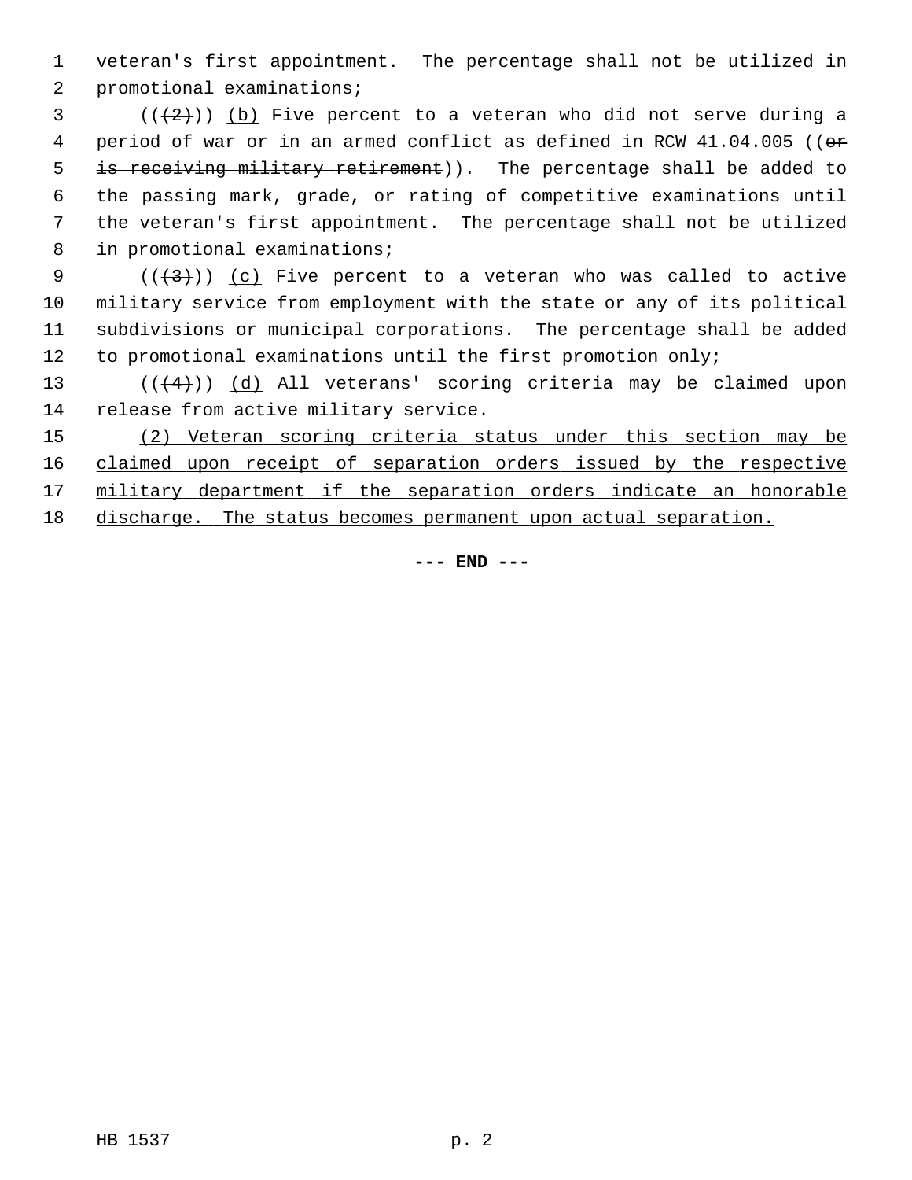veteran's first appointment. The percentage shall not be utilized in promotional examinations;

(((2))) (b) Five percent to a veteran who did not serve during a period of war or in an armed conflict as defined in RCW 41.04.005 ((~~or is receiving military retirement~~)). The percentage shall be added to the passing mark, grade, or rating of competitive examinations until the veteran's first appointment. The percentage shall not be utilized in promotional examinations;

(((3))) (c) Five percent to a veteran who was called to active military service from employment with the state or any of its political subdivisions or municipal corporations. The percentage shall be added to promotional examinations until the first promotion only;

(((4))) (d) All veterans' scoring criteria may be claimed upon release from active military service.

(2) Veteran scoring criteria status under this section may be claimed upon receipt of separation orders issued by the respective military department if the separation orders indicate an honorable discharge. The status becomes permanent upon actual separation.

**--- END ---**